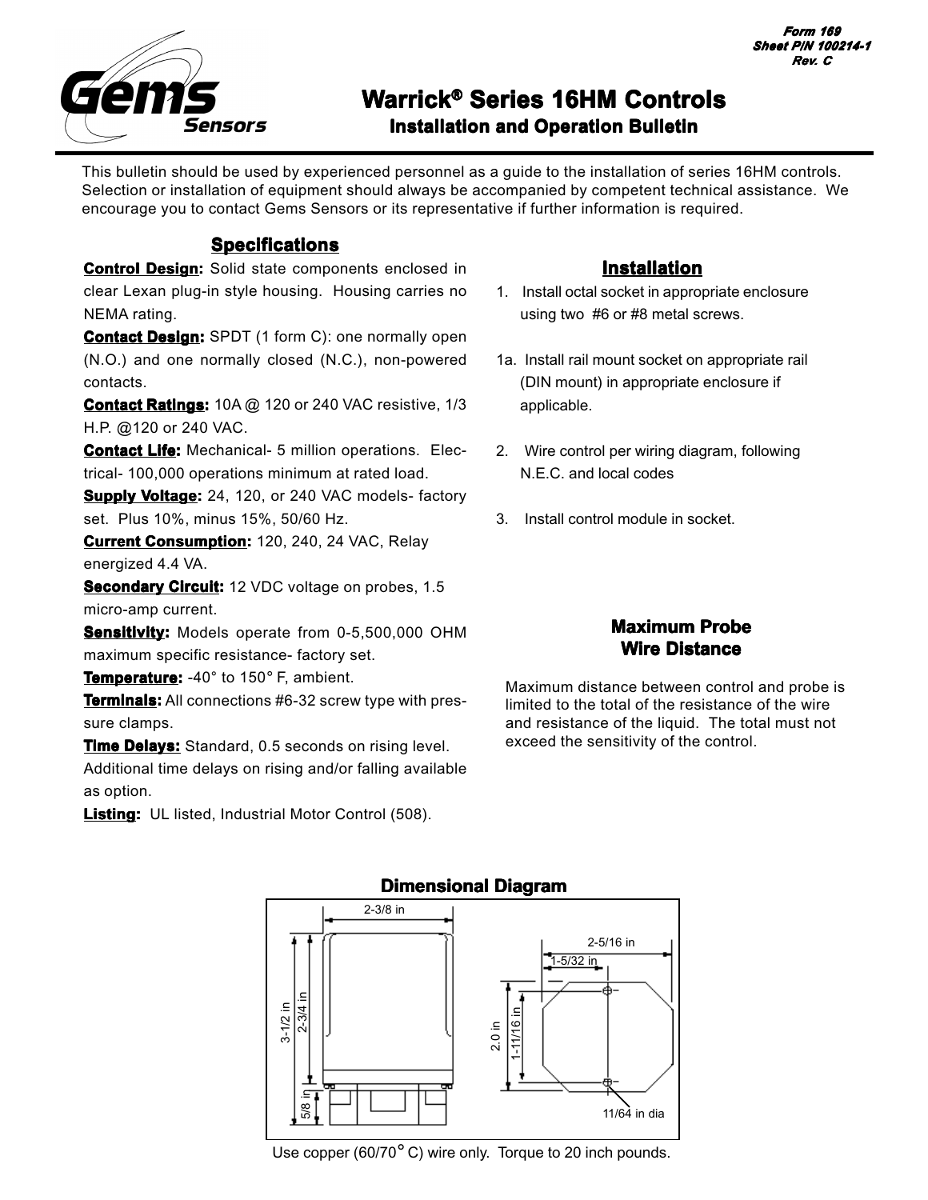Form 169
Sheet P/N 100214-1
Rev. C

# Warrick® Series 16HM Controls

## Installation and Operation Bulletin

This bulletin should be used by experienced personnel as a guide to the installation of series 16HM controls. Selection or installation of equipment should always be accompanied by competent technical assistance. We encourage you to contact Gems Sensors or its representative if further information is required.

### Specifications

**Control Design:** Solid state components enclosed in clear Lexan plug-in style housing. Housing carries no NEMA rating.

**Contact Design:** SPDT (1 form C): one normally open (N.O.) and one normally closed (N.C.), non-powered contacts.

**Contact Ratings:** 10A @ 120 or 240 VAC resistive, 1/3 H.P. @120 or 240 VAC.

**Contact Life:** Mechanical- 5 million operations. Electrical- 100,000 operations minimum at rated load.

**Supply Voltage:** 24, 120, or 240 VAC models- factory set. Plus 10%, minus 15%, 50/60 Hz.

**Current Consumption:** 120, 240, 24 VAC, Relay energized 4.4 VA.

**Secondary Circuit:** 12 VDC voltage on probes, 1.5 micro-amp current.

**Sensitivity:** Models operate from 0-5,500,000 OHM maximum specific resistance- factory set.

**Temperature:** -40° to 150° F, ambient.

**Terminals:** All connections #6-32 screw type with pressure clamps.

**Time Delays:** Standard, 0.5 seconds on rising level. Additional time delays on rising and/or falling available as option.

**Listing:** UL listed, Industrial Motor Control (508).

### Installation

1. Install octal socket in appropriate enclosure using two #6 or #8 metal screws.

1a. Install rail mount socket on appropriate rail (DIN mount) in appropriate enclosure if applicable.

2. Wire control per wiring diagram, following N.E.C. and local codes

3. Install control module in socket.

### Maximum Probe Wire Distance

Maximum distance between control and probe is limited to the total of the resistance of the wire and resistance of the liquid. The total must not exceed the sensitivity of the control.

### Dimensional Diagram

2-3/8 in
3-1/2 in
2-3/4 in
5/8 in
2-5/16 in
1-5/32 in
2.0 in
1-11/16 in
11/64 in dia

Use copper (60/70° C) wire only. Torque to 20 inch pounds.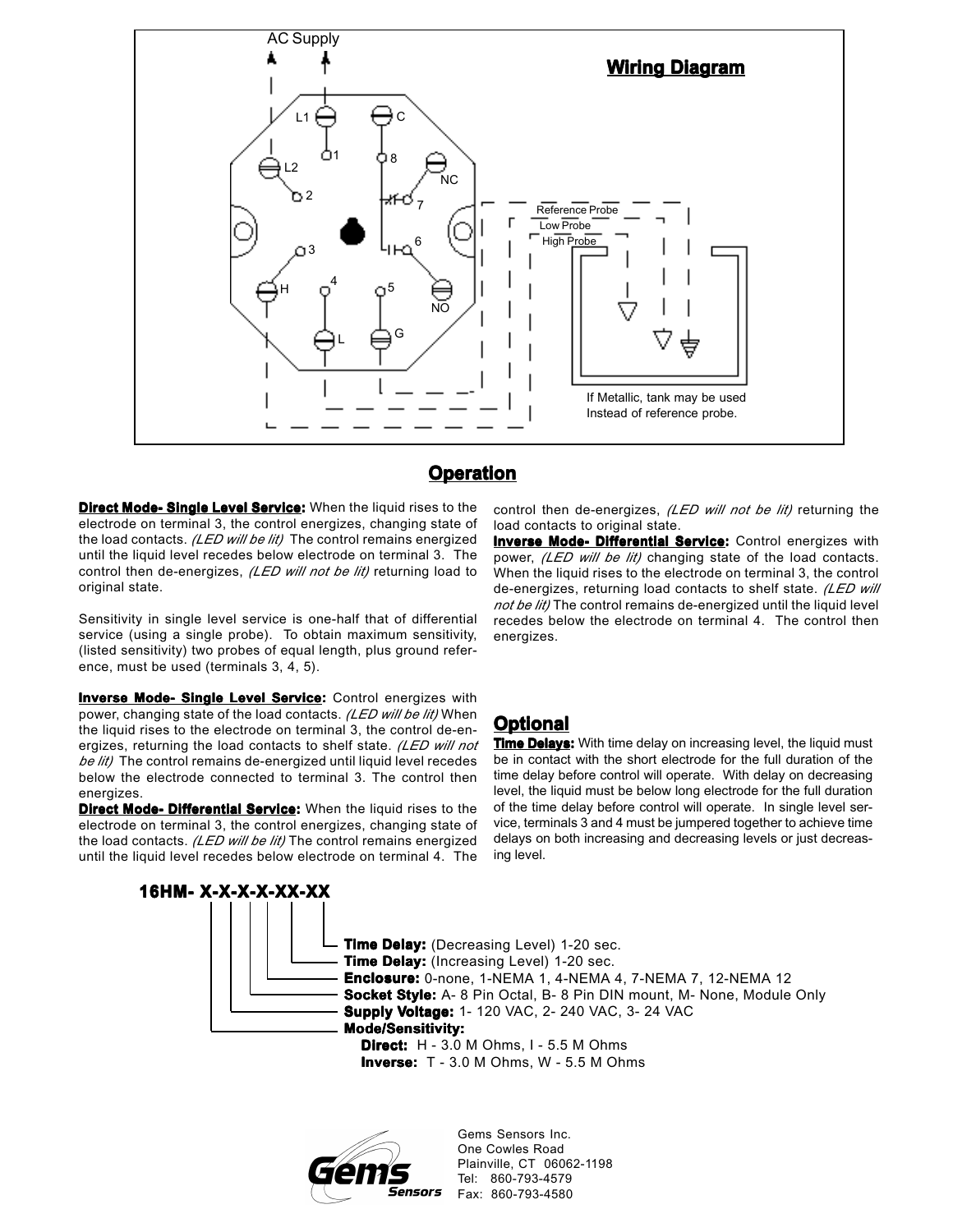## Wiring Diagram

AC Supply

L1
C
1
8
L2
NC
2
7
Reference Probe
Low Probe
High Probe
6
3
4
5
H
NO
L
G

If Metallic, tank may be used
Instead of reference probe.

## Operation

**Direct Mode- Single Level Service:** When the liquid rises to the electrode on terminal 3, the control energizes, changing state of the load contacts. *(LED will be lit)* The control remains energized until the liquid level recedes below electrode on terminal 3. The control then de-energizes, *(LED will not be lit)* returning load to original state.

Sensitivity in single level service is one-half that of differential service (using a single probe). To obtain maximum sensitivity, (listed sensitivity) two probes of equal length, plus ground reference, must be used (terminals 3, 4, 5).

**Inverse Mode- Single Level Service:** Control energizes with power, changing state of the load contacts. *(LED will be lit)* When the liquid rises to the electrode on terminal 3, the control de-energizes, returning the load contacts to shelf state. *(LED will not be lit)* The control remains de-energized until liquid level recedes below the electrode connected to terminal 3. The control then energizes.

**Direct Mode- Differential Service:** When the liquid rises to the electrode on terminal 3, the control energizes, changing state of the load contacts. *(LED will be lit)* The control remains energized until the liquid level recedes below electrode on terminal 4. The control then de-energizes, *(LED will not be lit)* returning the load contacts to original state.

**Inverse Mode- Differential Service:** Control energizes with power, *(LED will be lit)* changing state of the load contacts. When the liquid rises to the electrode on terminal 3, the control de-energizes, returning load contacts to shelf state. *(LED will not be lit)* The control remains de-energized until the liquid level recedes below the electrode on terminal 4. The control then energizes.

## Optional

**Time Delays:** With time delay on increasing level, the liquid must be in contact with the short electrode for the full duration of the time delay before control will operate. With delay on decreasing level, the liquid must be below long electrode for the full duration of the time delay before control will operate. In single level service, terminals 3 and 4 must be jumpered together to achieve time delays on both increasing and decreasing levels or just decreasing level.

**16HM- X-X-X-X-XX-XX**

- **Time Delay:** (Decreasing Level) 1-20 sec.
- **Time Delay:** (Increasing Level) 1-20 sec.
- **Enclosure:** 0-none, 1-NEMA 1, 4-NEMA 4, 7-NEMA 7, 12-NEMA 12
- **Socket Style:** A- 8 Pin Octal, B- 8 Pin DIN mount, M- None, Module Only
- **Supply Voltage:** 1- 120 VAC, 2- 240 VAC, 3- 24 VAC
- **Mode/Sensitivity:**
  - **Direct:** H - 3.0 M Ohms, I - 5.5 M Ohms
  - **Inverse:** T - 3.0 M Ohms, W - 5.5 M Ohms

Gems Sensors

Gems Sensors Inc.
One Cowles Road
Plainville, CT 06062-1198
Tel: 860-793-4579
Fax: 860-793-4580